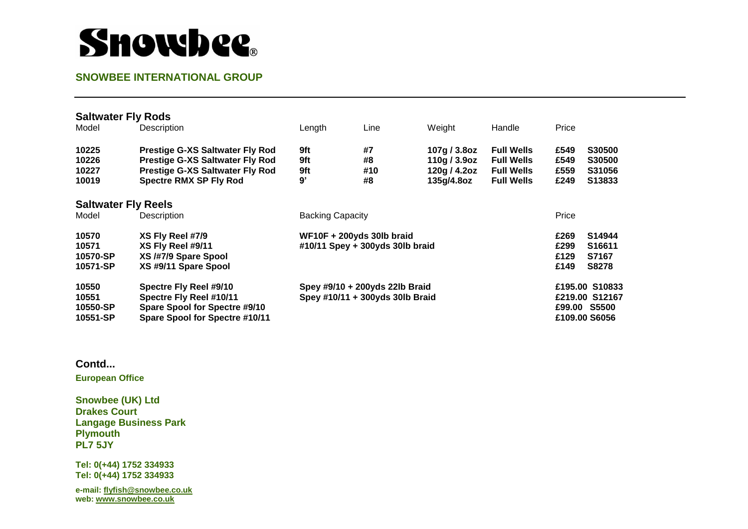# Snowbee®

## SNOWBEE INTERNATIONAL GROUP

---

### Saltwater Fly Rods

| Model | Description | Length | Line | Weight | Handle | Price | |
|---|---|---|---|---|---|---|---|
| **10225** | **Prestige G-XS Saltwater Fly Rod** | **9ft** | **#7** | **107g / 3.8oz** | **Full Wells** | **£549** | **S30500** |
| **10226** | **Prestige G-XS Saltwater Fly Rod** | **9ft** | **#8** | **110g / 3.9oz** | **Full Wells** | **£549** | **S30500** |
| **10227** | **Prestige G-XS Saltwater Fly Rod** | **9ft** | **#10** | **120g / 4.2oz** | **Full Wells** | **£559** | **S31056** |
| **10019** | **Spectre RMX SP Fly Rod** | **9'** | **#8** | **135g/4.8oz** | **Full Wells** | **£249** | **S13833** |

### Saltwater Fly Reels

| Model | Description | Backing Capacity | Price | |
|---|---|---|---|---|
| **10570** | **XS Fly Reel #7/9** | **WF10F + 200yds 30lb braid** | **£269** | **S14944** |
| **10571** | **XS Fly Reel #9/11** | **#10/11 Spey + 300yds 30lb braid** | **£299** | **S16611** |
| **10570-SP** | **XS /#7/9 Spare Spool** | | **£129** | **S7167** |
| **10571-SP** | **XS #9/11 Spare Spool** | | **£149** | **S8278** |
| **10550** | **Spectre Fly Reel #9/10** | **Spey #9/10 + 200yds 22lb Braid** | **£195.00** | **S10833** |
| **10551** | **Spectre Fly Reel #10/11** | **Spey #10/11 + 300yds 30lb Braid** | **£219.00** | **S12167** |
| **10550-SP** | **Spare Spool for Spectre #9/10** | | **£99.00** | **S5500** |
| **10551-SP** | **Spare Spool for Spectre #10/11** | | **£109.00** | **S6056** |

**Contd...**

**European Office**

**Snowbee (UK) Ltd**
**Drakes Court**
**Langage Business Park**
**Plymouth**
**PL7 5JY**

**Tel: 0(+44) 1752 334933**
**Tel: 0(+44) 1752 334933**

**e-mail: flyfish@snowbee.co.uk**
**web: www.snowbee.co.uk**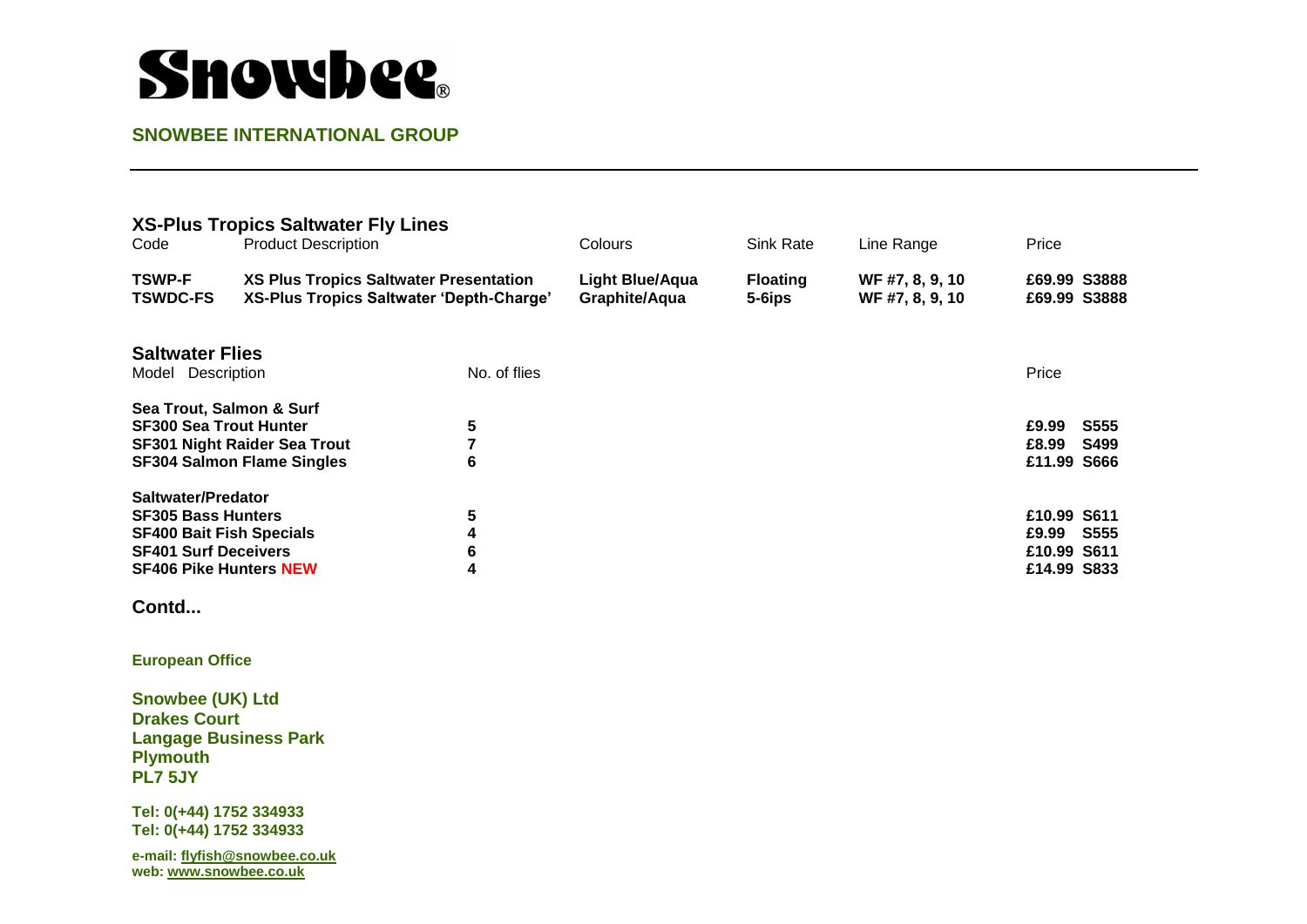# Snowbee®

**SNOWBEE INTERNATIONAL GROUP**

---

## XS-Plus Tropics Saltwater Fly Lines

| Code | Product Description | Colours | Sink Rate | Line Range | Price |
|---|---|---|---|---|---|
| **TSWP-F** | **XS Plus Tropics Saltwater Presentation** | **Light Blue/Aqua** | **Floating** | **WF #7, 8, 9, 10** | **£69.99 S3888** |
| **TSWDC-FS** | **XS-Plus Tropics Saltwater 'Depth-Charge'** | **Graphite/Aqua** | **5-6ips** | **WF #7, 8, 9, 10** | **£69.99 S3888** |

## Saltwater Flies

| Model Description | No. of flies | Price |
|---|---|---|
| **Sea Trout, Salmon & Surf** | | |
| **SF300 Sea Trout Hunter** | **5** | **£9.99 S555** |
| **SF301 Night Raider Sea Trout** | **7** | **£8.99 S499** |
| **SF304 Salmon Flame Singles** | **6** | **£11.99 S666** |
| **Saltwater/Predator** | | |
| **SF305 Bass Hunters** | **5** | **£10.99 S611** |
| **SF400 Bait Fish Specials** | **4** | **£9.99 S555** |
| **SF401 Surf Deceivers** | **6** | **£10.99 S611** |
| **SF406 Pike Hunters NEW** | **4** | **£14.99 S833** |

**Contd...**

**European Office**

**Snowbee (UK) Ltd**
**Drakes Court**
**Langage Business Park**
**Plymouth**
**PL7 5JY**

**Tel: 0(+44) 1752 334933**
**Tel: 0(+44) 1752 334933**

**e-mail: flyfish@snowbee.co.uk**
**web: www.snowbee.co.uk**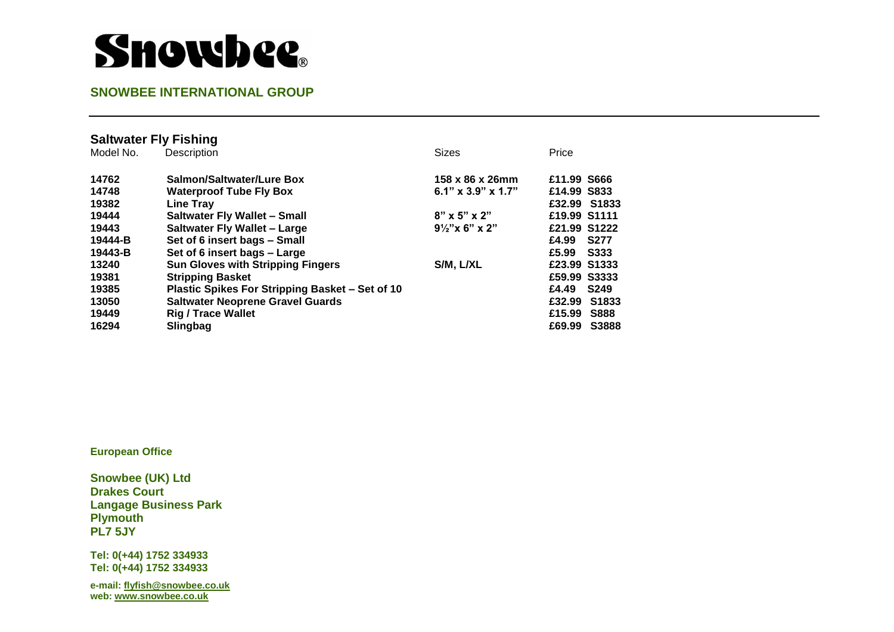# Snowbee®

**SNOWBEE INTERNATIONAL GROUP**

---

## Saltwater Fly Fishing

| Model No. | Description | Sizes | Price |
|---|---|---|---|
| **14762** | **Salmon/Saltwater/Lure Box** | **158 x 86 x 26mm** | **£11.99 S666** |
| **14748** | **Waterproof Tube Fly Box** | **6.1" x 3.9" x 1.7"** | **£14.99 S833** |
| **19382** | **Line Tray** | | **£32.99 S1833** |
| **19444** | **Saltwater Fly Wallet – Small** | **8" x 5" x 2"** | **£19.99 S1111** |
| **19443** | **Saltwater Fly Wallet – Large** | **9½"x 6" x 2"** | **£21.99 S1222** |
| **19444-B** | **Set of 6 insert bags – Small** | | **£4.99 S277** |
| **19443-B** | **Set of 6 insert bags – Large** | | **£5.99 S333** |
| **13240** | **Sun Gloves with Stripping Fingers** | **S/M, L/XL** | **£23.99 S1333** |
| **19381** | **Stripping Basket** | | **£59.99 S3333** |
| **19385** | **Plastic Spikes For Stripping Basket – Set of 10** | | **£4.49 S249** |
| **13050** | **Saltwater Neoprene Gravel Guards** | | **£32.99 S1833** |
| **19449** | **Rig / Trace Wallet** | | **£15.99 S888** |
| **16294** | **Slingbag** | | **£69.99 S3888** |

**European Office**

**Snowbee (UK) Ltd**
**Drakes Court**
**Langage Business Park**
**Plymouth**
**PL7 5JY**

**Tel: 0(+44) 1752 334933**
**Tel: 0(+44) 1752 334933**

**e-mail: flyfish@snowbee.co.uk**
**web: www.snowbee.co.uk**